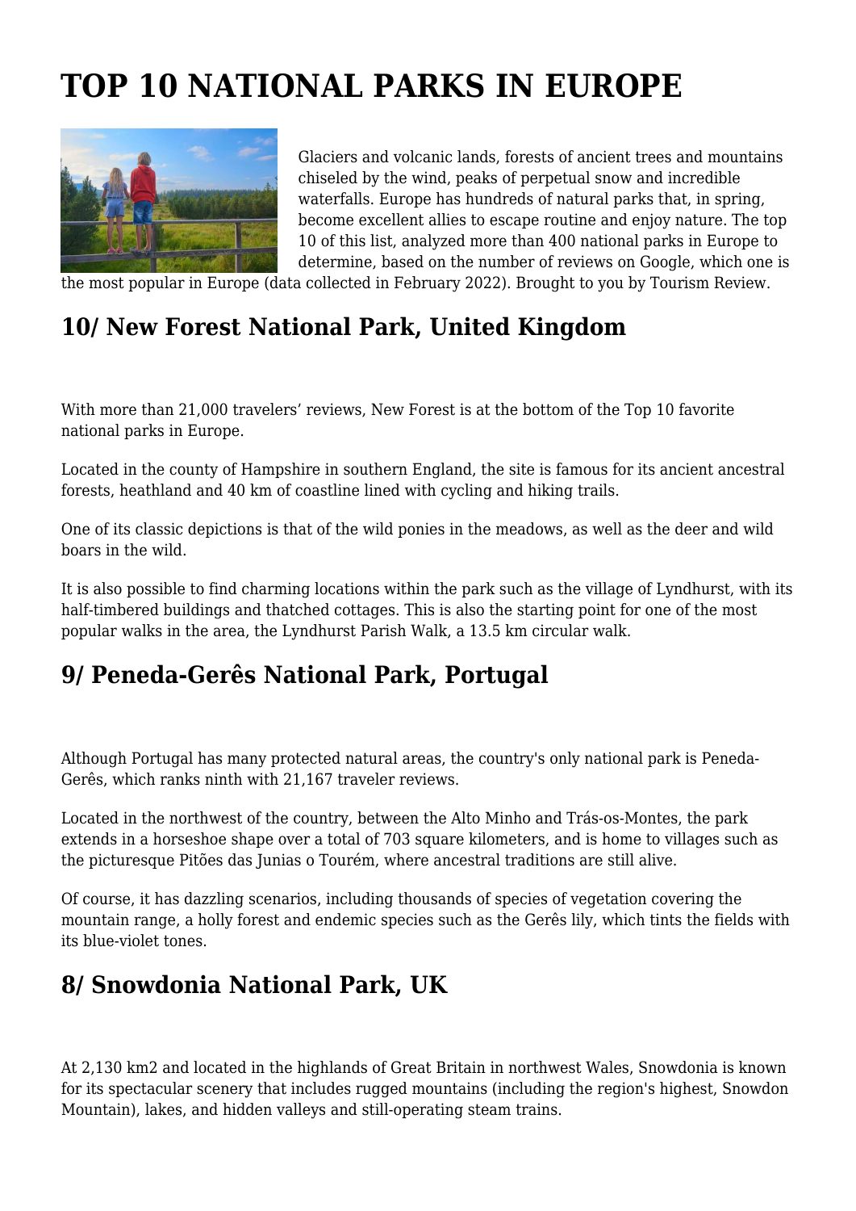# TOP 10 NATIONAL PARKS IN EUROPE

Glaciers and volcanic lands, forests of ancient trees and mountains chiseled by the wind, peaks of perpetual snow and incredible waterfalls. Europe has hundreds of natural parks that, in spring, become excellent allies to escape routine and enjoy nature. The top 10 of this list, analyzed more than 400 national parks in Europe to determine, based on the number of reviews on Google, which one is the most popular in Europe (data collected in February 2022). Brought to you by Tourism Review.

## 10/ New Forest National Park, United Kingdom

With more than 21,000 travelers' reviews, New Forest is at the bottom of the Top 10 favorite national parks in Europe.

Located in the county of Hampshire in southern England, the site is famous for its ancient ancestral forests, heathland and 40 km of coastline lined with cycling and hiking trails.

One of its classic depictions is that of the wild ponies in the meadows, as well as the deer and wild boars in the wild.

It is also possible to find charming locations within the park such as the village of Lyndhurst, with its half-timbered buildings and thatched cottages. This is also the starting point for one of the most popular walks in the area, the Lyndhurst Parish Walk, a 13.5 km circular walk.

## 9/ Peneda-Gerês National Park, Portugal

Although Portugal has many protected natural areas, the country's only national park is Peneda-Gerês, which ranks ninth with 21,167 traveler reviews.

Located in the northwest of the country, between the Alto Minho and Trás-os-Montes, the park extends in a horseshoe shape over a total of 703 square kilometers, and is home to villages such as the picturesque Pitões das Junias o Tourém, where ancestral traditions are still alive.

Of course, it has dazzling scenarios, including thousands of species of vegetation covering the mountain range, a holly forest and endemic species such as the Gerês lily, which tints the fields with its blue-violet tones.

## 8/ Snowdonia National Park, UK

At 2,130 km2 and located in the highlands of Great Britain in northwest Wales, Snowdonia is known for its spectacular scenery that includes rugged mountains (including the region's highest, Snowdon Mountain), lakes, and hidden valleys and still-operating steam trains.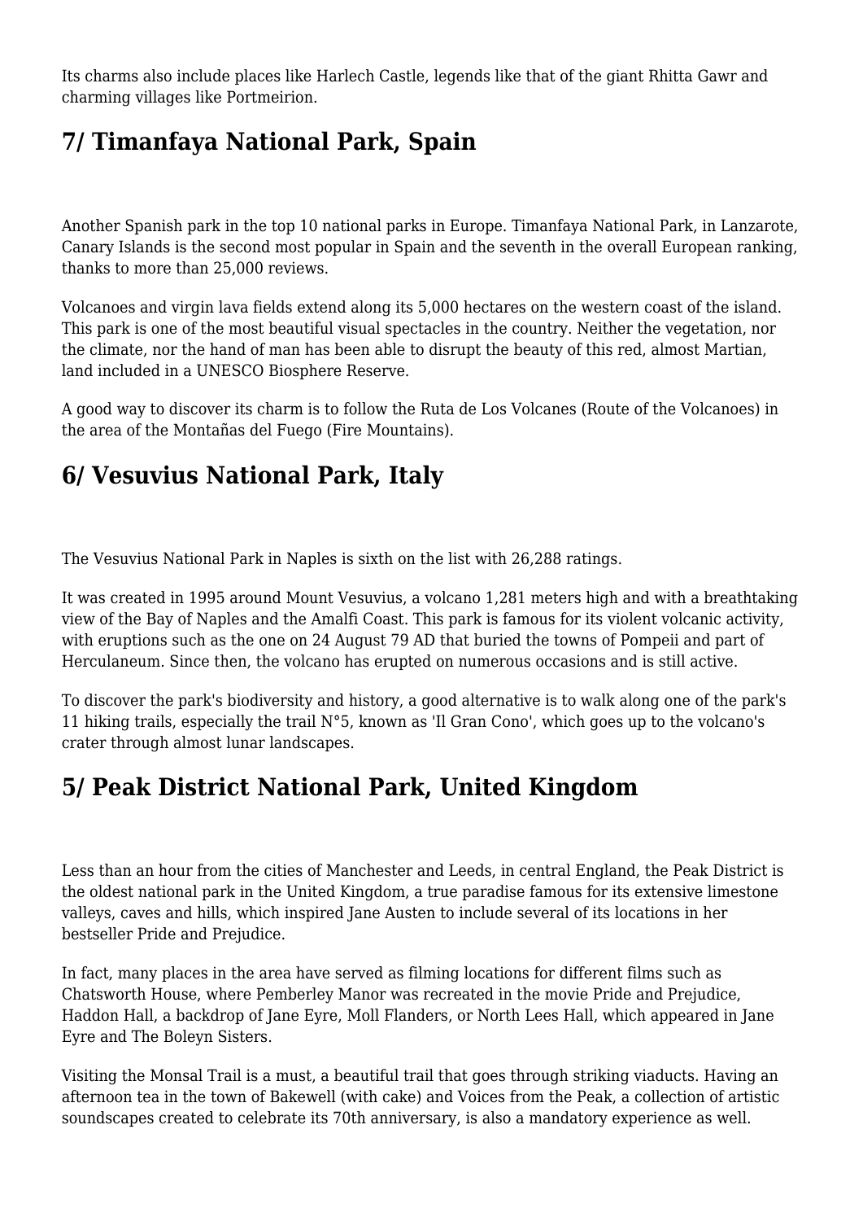Its charms also include places like Harlech Castle, legends like that of the giant Rhitta Gawr and charming villages like Portmeirion.

## 7/ Timanfaya National Park, Spain

Another Spanish park in the top 10 national parks in Europe. Timanfaya National Park, in Lanzarote, Canary Islands is the second most popular in Spain and the seventh in the overall European ranking, thanks to more than 25,000 reviews.

Volcanoes and virgin lava fields extend along its 5,000 hectares on the western coast of the island. This park is one of the most beautiful visual spectacles in the country. Neither the vegetation, nor the climate, nor the hand of man has been able to disrupt the beauty of this red, almost Martian, land included in a UNESCO Biosphere Reserve.

A good way to discover its charm is to follow the Ruta de Los Volcanes (Route of the Volcanoes) in the area of the Montañas del Fuego (Fire Mountains).

## 6/ Vesuvius National Park, Italy

The Vesuvius National Park in Naples is sixth on the list with 26,288 ratings.

It was created in 1995 around Mount Vesuvius, a volcano 1,281 meters high and with a breathtaking view of the Bay of Naples and the Amalfi Coast. This park is famous for its violent volcanic activity, with eruptions such as the one on 24 August 79 AD that buried the towns of Pompeii and part of Herculaneum. Since then, the volcano has erupted on numerous occasions and is still active.

To discover the park's biodiversity and history, a good alternative is to walk along one of the park's 11 hiking trails, especially the trail N°5, known as 'Il Gran Cono', which goes up to the volcano's crater through almost lunar landscapes.

## 5/ Peak District National Park, United Kingdom

Less than an hour from the cities of Manchester and Leeds, in central England, the Peak District is the oldest national park in the United Kingdom, a true paradise famous for its extensive limestone valleys, caves and hills, which inspired Jane Austen to include several of its locations in her bestseller Pride and Prejudice.

In fact, many places in the area have served as filming locations for different films such as Chatsworth House, where Pemberley Manor was recreated in the movie Pride and Prejudice, Haddon Hall, a backdrop of Jane Eyre, Moll Flanders, or North Lees Hall, which appeared in Jane Eyre and The Boleyn Sisters.

Visiting the Monsal Trail is a must, a beautiful trail that goes through striking viaducts. Having an afternoon tea in the town of Bakewell (with cake) and Voices from the Peak, a collection of artistic soundscapes created to celebrate its 70th anniversary, is also a mandatory experience as well.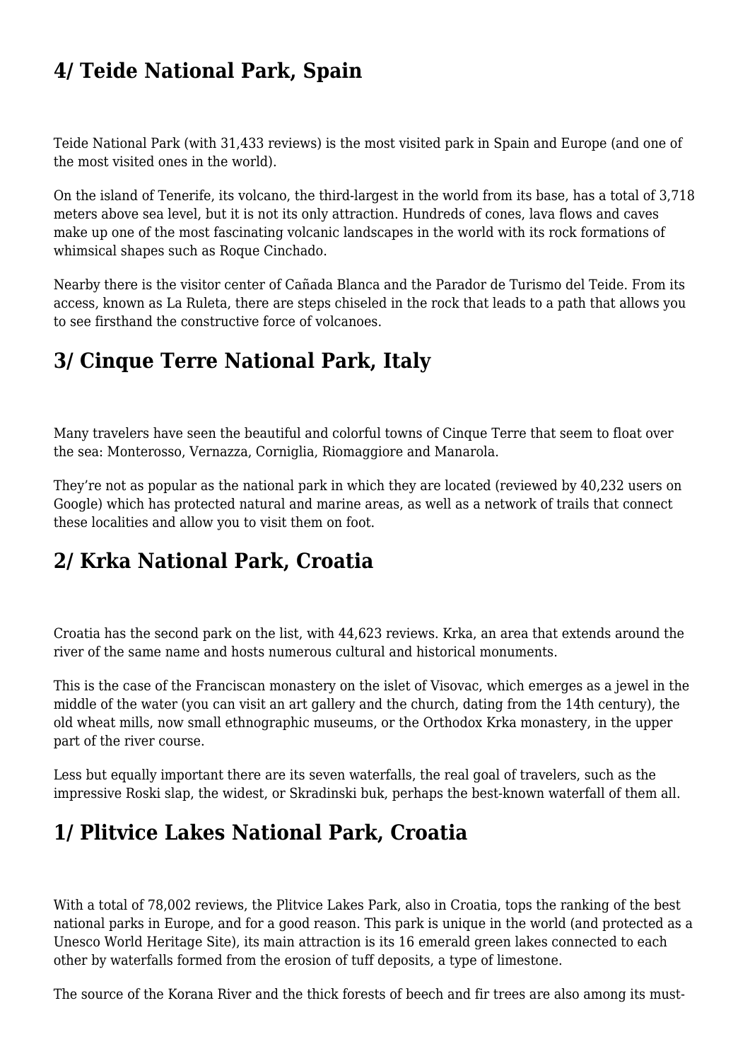## 4/ Teide National Park, Spain

Teide National Park (with 31,433 reviews) is the most visited park in Spain and Europe (and one of the most visited ones in the world).

On the island of Tenerife, its volcano, the third-largest in the world from its base, has a total of 3,718 meters above sea level, but it is not its only attraction. Hundreds of cones, lava flows and caves make up one of the most fascinating volcanic landscapes in the world with its rock formations of whimsical shapes such as Roque Cinchado.

Nearby there is the visitor center of Cañada Blanca and the Parador de Turismo del Teide. From its access, known as La Ruleta, there are steps chiseled in the rock that leads to a path that allows you to see firsthand the constructive force of volcanoes.

## 3/ Cinque Terre National Park, Italy

Many travelers have seen the beautiful and colorful towns of Cinque Terre that seem to float over the sea: Monterosso, Vernazza, Corniglia, Riomaggiore and Manarola.

They're not as popular as the national park in which they are located (reviewed by 40,232 users on Google) which has protected natural and marine areas, as well as a network of trails that connect these localities and allow you to visit them on foot.

## 2/ Krka National Park, Croatia

Croatia has the second park on the list, with 44,623 reviews. Krka, an area that extends around the river of the same name and hosts numerous cultural and historical monuments.

This is the case of the Franciscan monastery on the islet of Visovac, which emerges as a jewel in the middle of the water (you can visit an art gallery and the church, dating from the 14th century), the old wheat mills, now small ethnographic museums, or the Orthodox Krka monastery, in the upper part of the river course.

Less but equally important there are its seven waterfalls, the real goal of travelers, such as the impressive Roski slap, the widest, or Skradinski buk, perhaps the best-known waterfall of them all.

## 1/ Plitvice Lakes National Park, Croatia

With a total of 78,002 reviews, the Plitvice Lakes Park, also in Croatia, tops the ranking of the best national parks in Europe, and for a good reason. This park is unique in the world (and protected as a Unesco World Heritage Site), its main attraction is its 16 emerald green lakes connected to each other by waterfalls formed from the erosion of tuff deposits, a type of limestone.

The source of the Korana River and the thick forests of beech and fir trees are also among its must-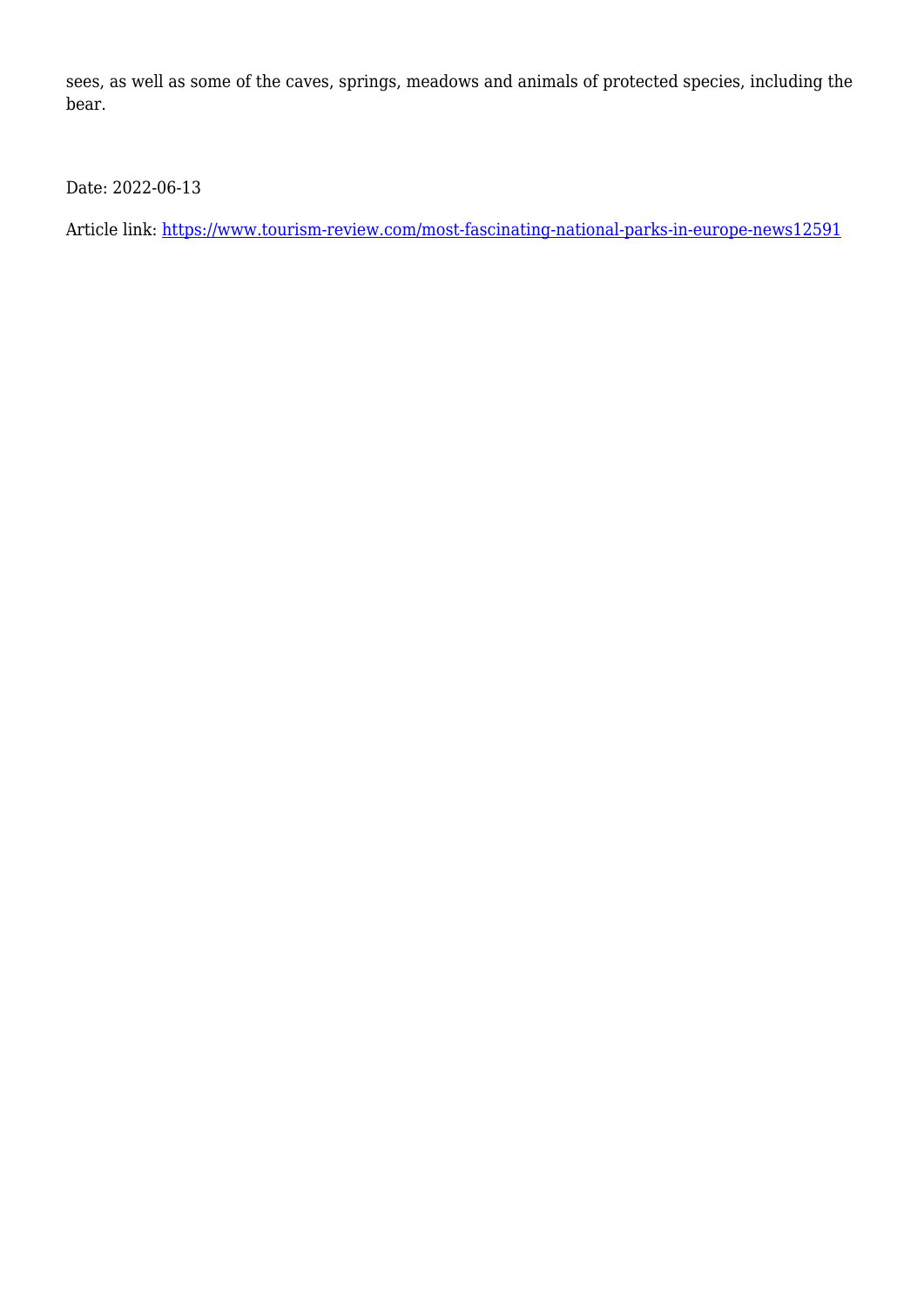sees, as well as some of the caves, springs, meadows and animals of protected species, including the bear.

Date: 2022-06-13

Article link: [https://www.tourism-review.com/most-fascinating-national-parks-in-europe-news12591](https://www.tourism-review.com/most-fascinating-national-parks-in-europe-news12591)